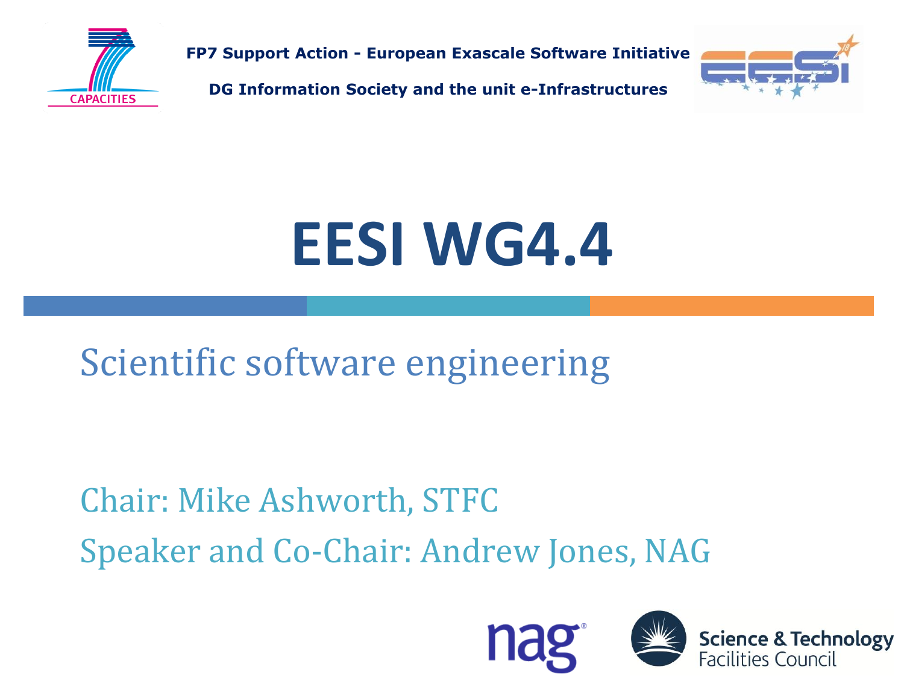FP7 Support Action - European Exascale Software Initiative

DG Information Society and the unit e-Infrastructures

# EESI WG4.4

## Scientific software engineering

Chair: Mike Ashworth, STFC

Speaker and Co-Chair: Andrew Jones, NAG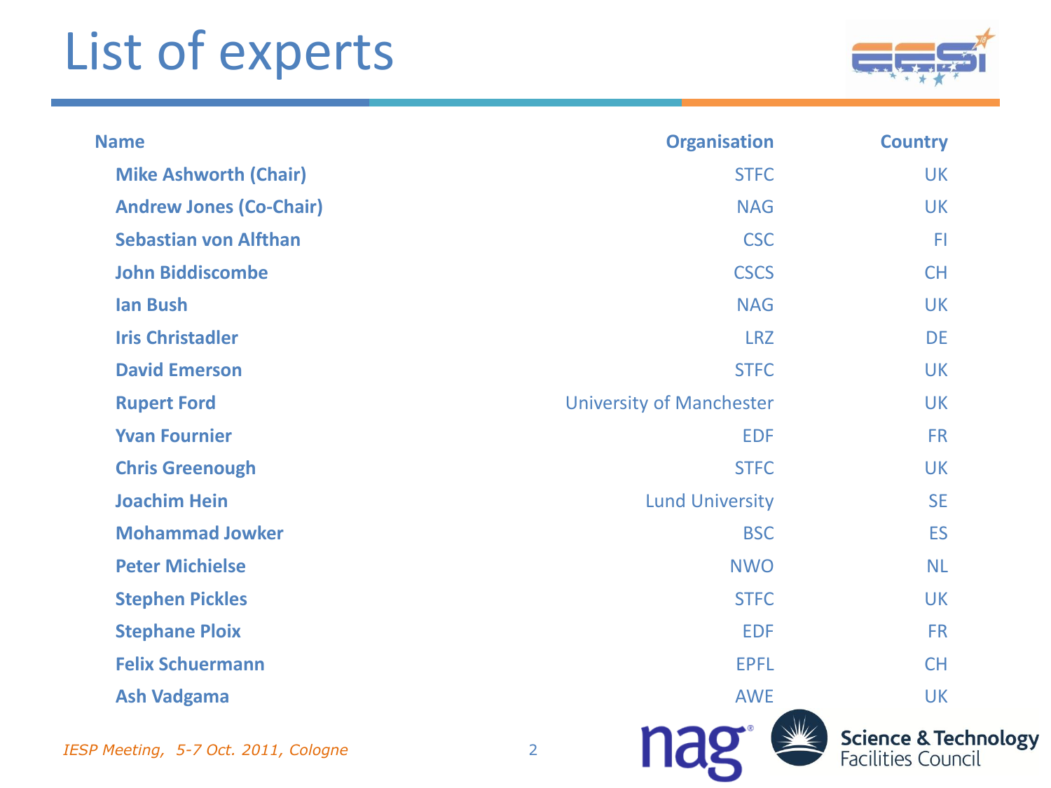# List of experts

| Name | Organisation | Country |
|---|---|---|
| Mike Ashworth (Chair) | STFC | UK |
| Andrew Jones (Co-Chair) | NAG | UK |
| Sebastian von Alfthan | CSC | FI |
| John Biddiscombe | CSCS | CH |
| Ian Bush | NAG | UK |
| Iris Christadler | LRZ | DE |
| David Emerson | STFC | UK |
| Rupert Ford | University of Manchester | UK |
| Yvan Fournier | EDF | FR |
| Chris Greenough | STFC | UK |
| Joachim Hein | Lund University | SE |
| Mohammad Jowker | BSC | ES |
| Peter Michielse | NWO | NL |
| Stephen Pickles | STFC | UK |
| Stephane Ploix | EDF | FR |
| Felix Schuermann | EPFL | CH |
| Ash Vadgama | AWE | UK |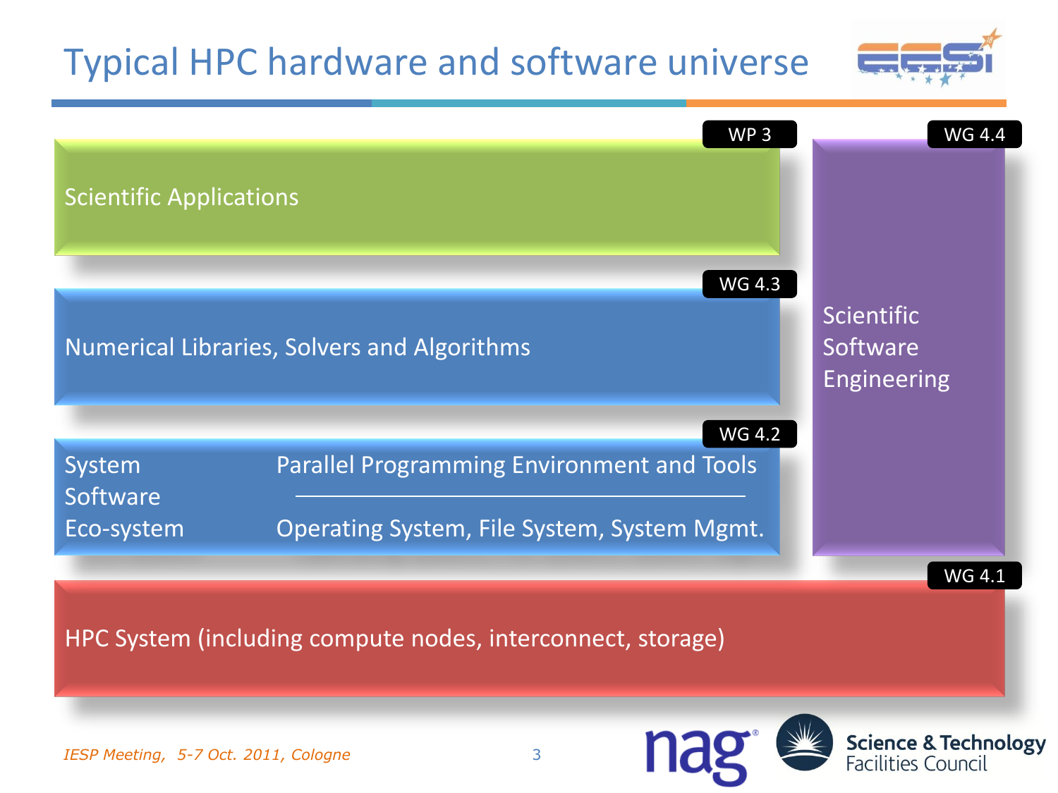# Typical HPC hardware and software universe

**WP 3** — Scientific Applications

**WG 4.3** — Numerical Libraries, Solvers and Algorithms

**WG 4.2** — System Software Eco-system

- Parallel Programming Environment and Tools
- Operating System, File System, System Mgmt.

**WG 4.4** — Scientific Software Engineering

**WG 4.1** — HPC System (including compute nodes, interconnect, storage)

*IESP Meeting, 5-7 Oct. 2011, Cologne*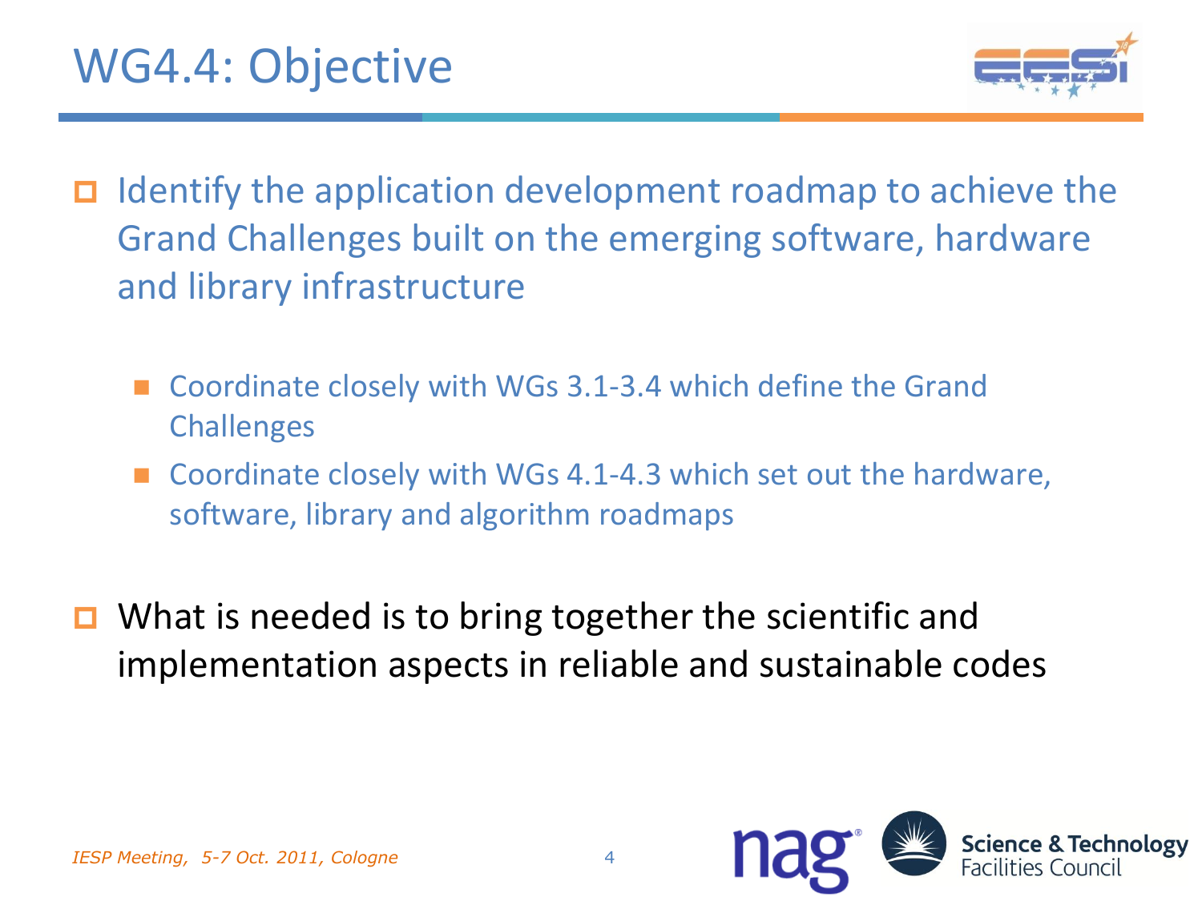# WG4.4: Objective

- Identify the application development roadmap to achieve the Grand Challenges built on the emerging software, hardware and library infrastructure
  - Coordinate closely with WGs 3.1-3.4 which define the Grand Challenges
  - Coordinate closely with WGs 4.1-4.3 which set out the hardware, software, library and algorithm roadmaps

- What is needed is to bring together the scientific and implementation aspects in reliable and sustainable codes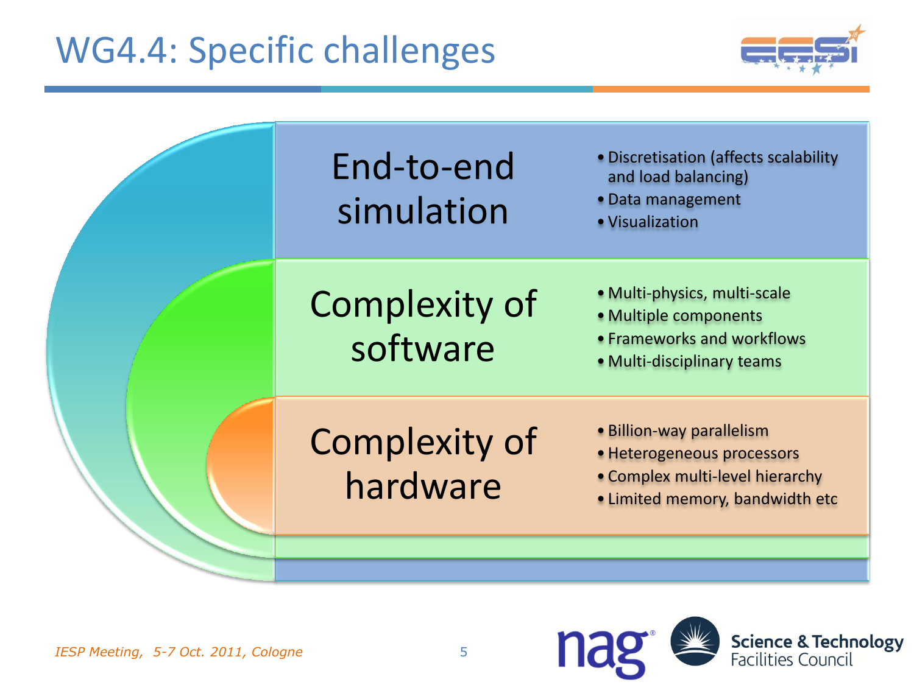# WG4.4: Specific challenges

## End-to-end simulation

- Discretisation (affects scalability and load balancing)
- Data management
- Visualization

## Complexity of software

- Multi-physics, multi-scale
- Multiple components
- Frameworks and workflows
- Multi-disciplinary teams

## Complexity of hardware

- Billion-way parallelism
- Heterogeneous processors
- Complex multi-level hierarchy
- Limited memory, bandwidth etc

*IESP Meeting, 5-7 Oct. 2011, Cologne*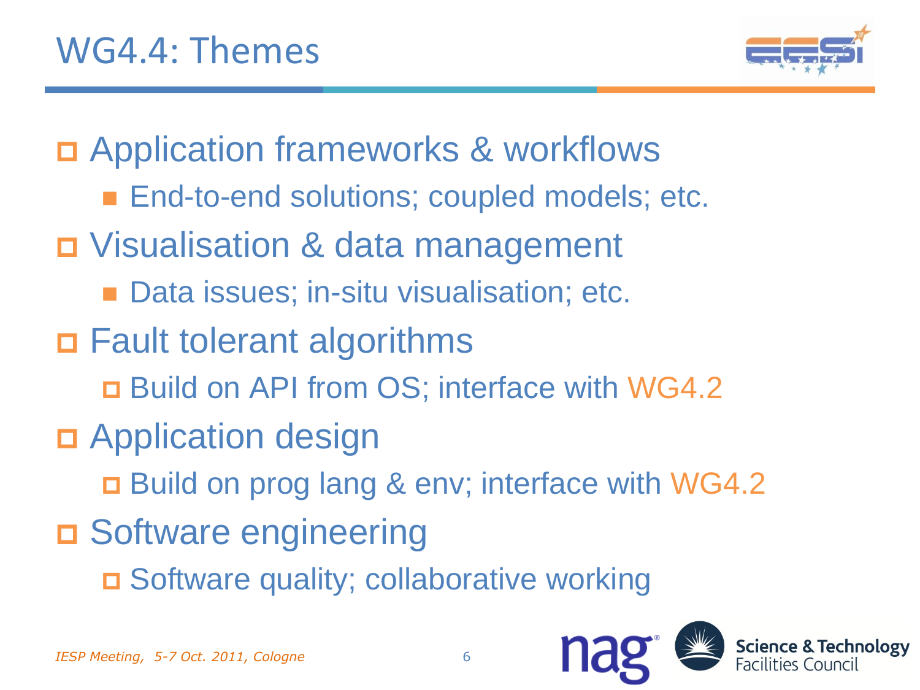# WG4.4: Themes

- Application frameworks & workflows
  - End-to-end solutions; coupled models; etc.
- Visualisation & data management
  - Data issues; in-situ visualisation; etc.
- Fault tolerant algorithms
  - Build on API from OS; interface with WG4.2
- Application design
  - Build on prog lang & env; interface with WG4.2
- Software engineering
  - Software quality; collaborative working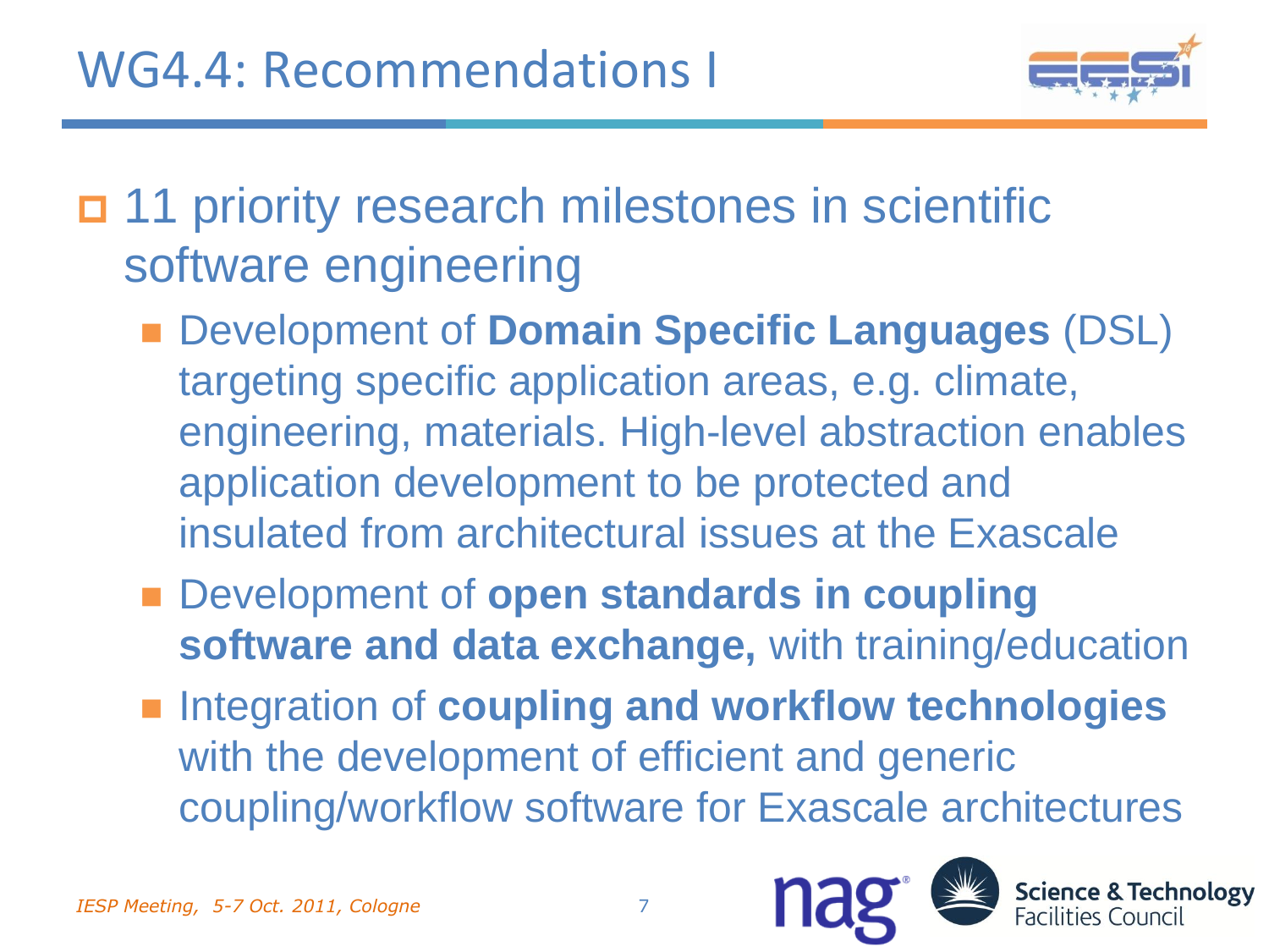# WG4.4: Recommendations I

- 11 priority research milestones in scientific software engineering
  - Development of **Domain Specific Languages** (DSL) targeting specific application areas, e.g. climate, engineering, materials. High-level abstraction enables application development to be protected and insulated from architectural issues at the Exascale
  - Development of **open standards in coupling software and data exchange,** with training/education
  - Integration of **coupling and workflow technologies** with the development of efficient and generic coupling/workflow software for Exascale architectures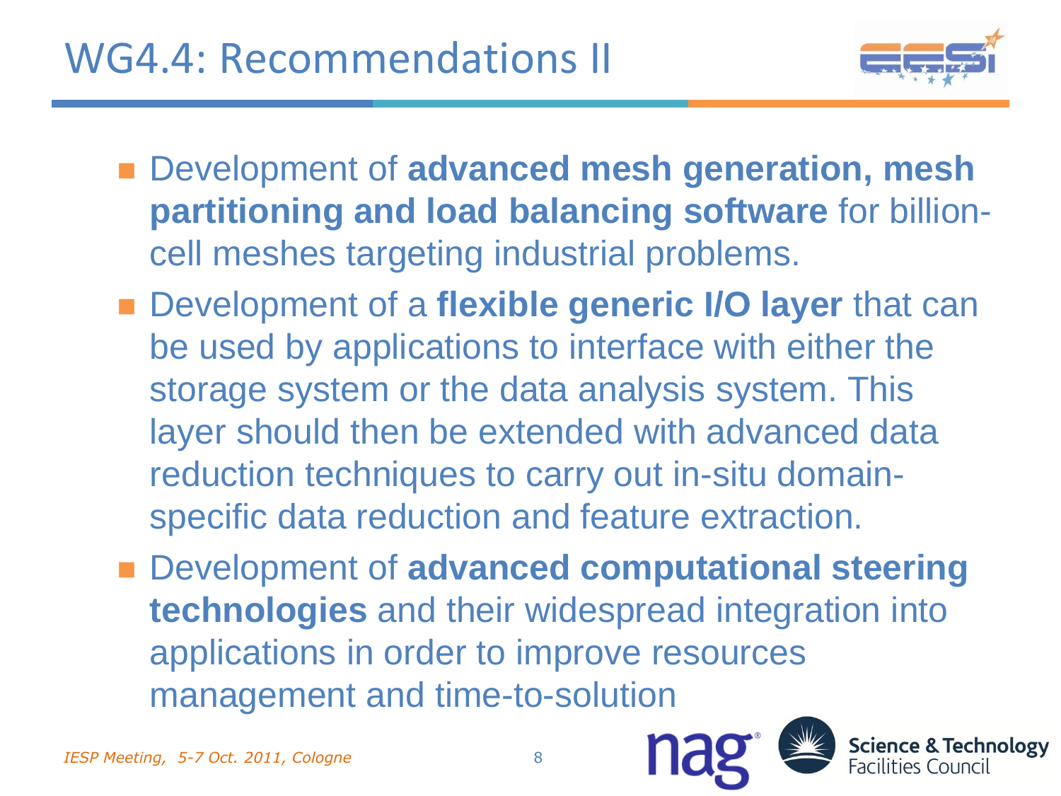# WG4.4: Recommendations II

- Development of **advanced mesh generation, mesh partitioning and load balancing software** for billion-cell meshes targeting industrial problems.
- Development of a **flexible generic I/O layer** that can be used by applications to interface with either the storage system or the data analysis system. This layer should then be extended with advanced data reduction techniques to carry out in-situ domain-specific data reduction and feature extraction.
- Development of **advanced computational steering technologies** and their widespread integration into applications in order to improve resources management and time-to-solution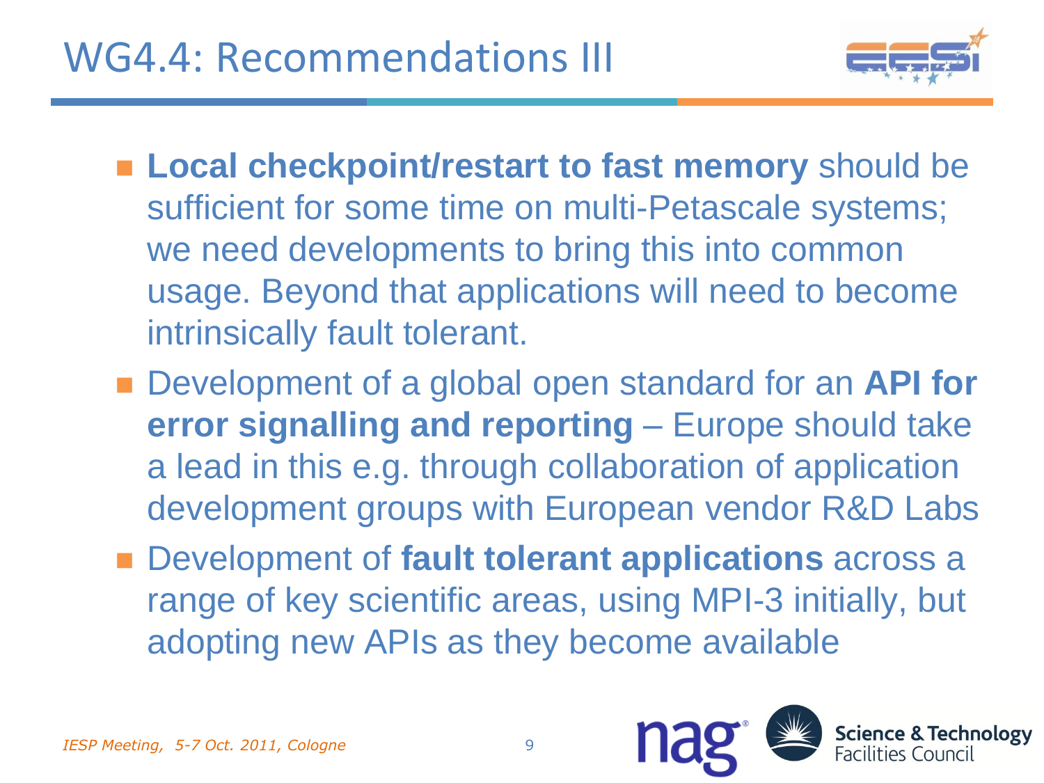# WG4.4: Recommendations III

- **Local checkpoint/restart to fast memory** should be sufficient for some time on multi-Petascale systems; we need developments to bring this into common usage. Beyond that applications will need to become intrinsically fault tolerant.
- Development of a global open standard for an **API for error signalling and reporting** – Europe should take a lead in this e.g. through collaboration of application development groups with European vendor R&D Labs
- Development of **fault tolerant applications** across a range of key scientific areas, using MPI-3 initially, but adopting new APIs as they become available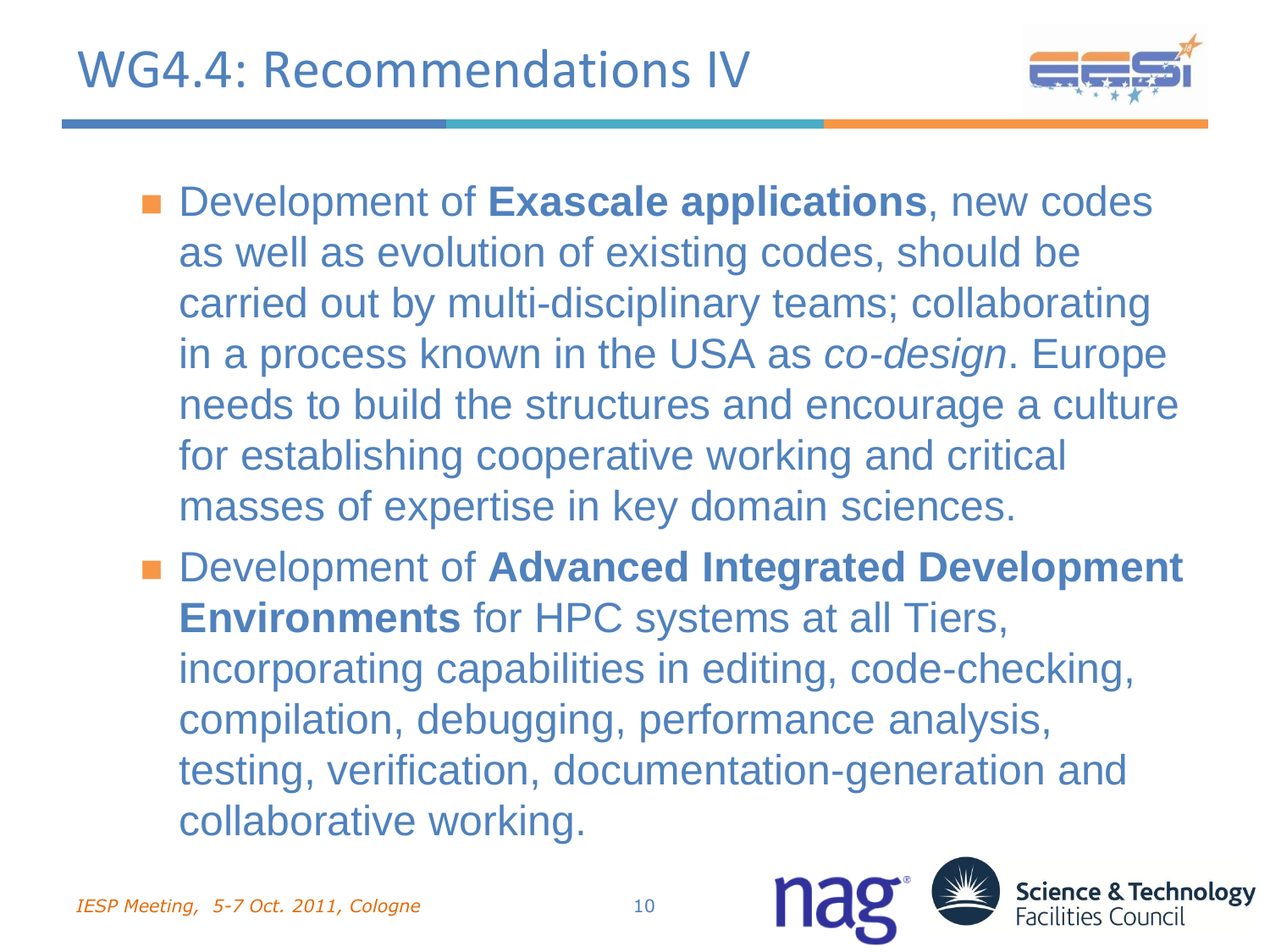# WG4.4: Recommendations IV

- Development of **Exascale applications**, new codes as well as evolution of existing codes, should be carried out by multi-disciplinary teams; collaborating in a process known in the USA as *co-design*. Europe needs to build the structures and encourage a culture for establishing cooperative working and critical masses of expertise in key domain sciences.
- Development of **Advanced Integrated Development Environments** for HPC systems at all Tiers, incorporating capabilities in editing, code-checking, compilation, debugging, performance analysis, testing, verification, documentation-generation and collaborative working.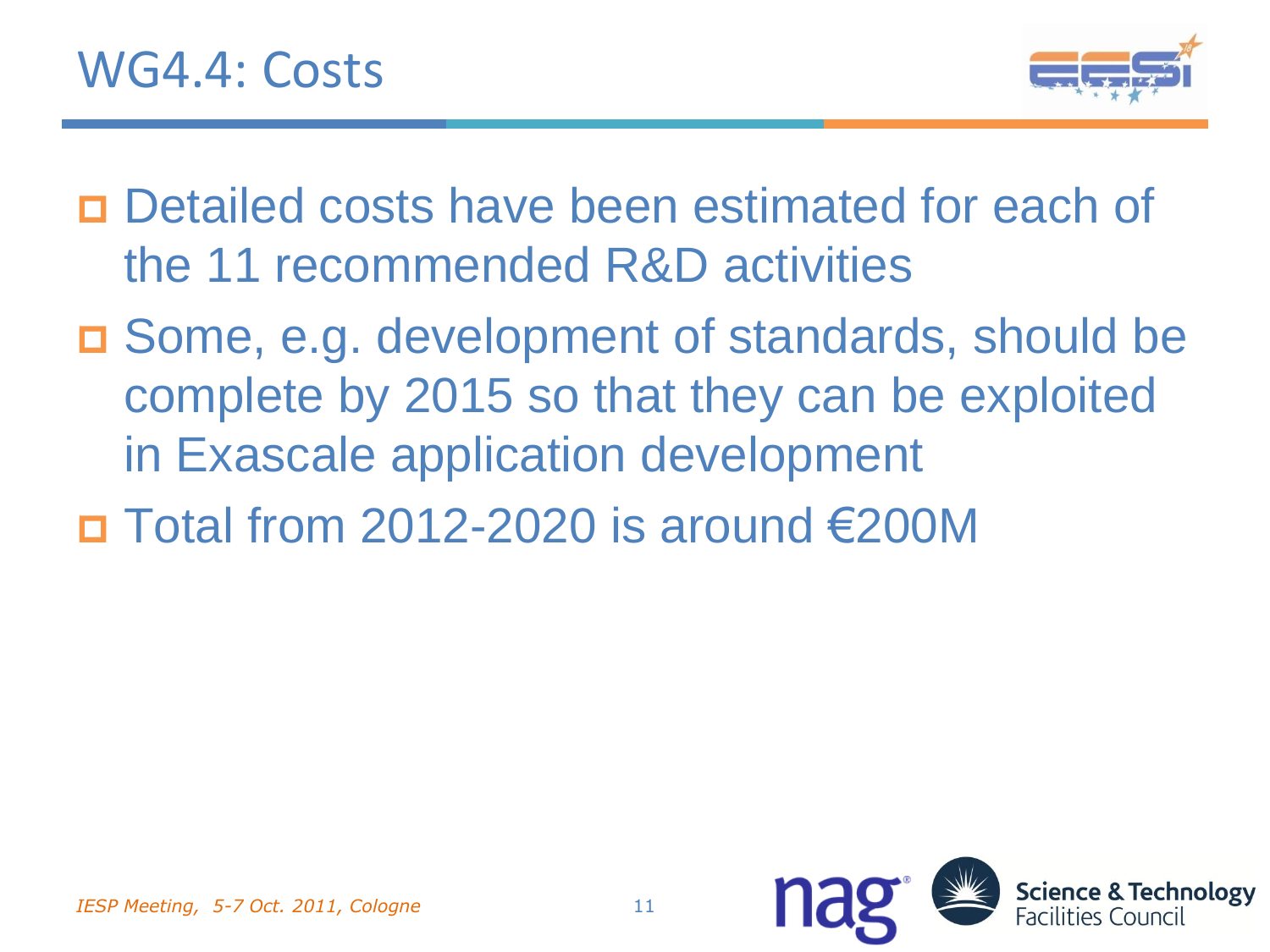# WG4.4: Costs

- Detailed costs have been estimated for each of the 11 recommended R&D activities
- Some, e.g. development of standards, should be complete by 2015 so that they can be exploited in Exascale application development
- Total from 2012-2020 is around €200M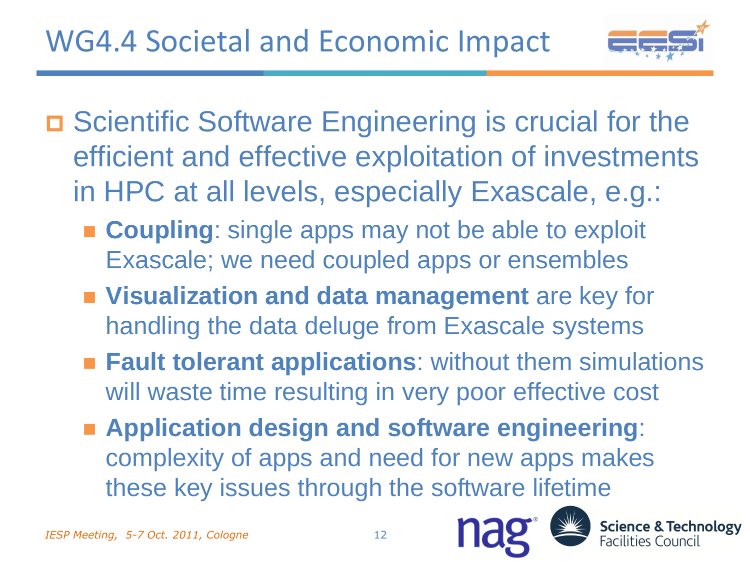# WG4.4 Societal and Economic Impact

- Scientific Software Engineering is crucial for the efficient and effective exploitation of investments in HPC at all levels, especially Exascale, e.g.:
  - **Coupling**: single apps may not be able to exploit Exascale; we need coupled apps or ensembles
  - **Visualization and data management** are key for handling the data deluge from Exascale systems
  - **Fault tolerant applications**: without them simulations will waste time resulting in very poor effective cost
  - **Application design and software engineering**: complexity of apps and need for new apps makes these key issues through the software lifetime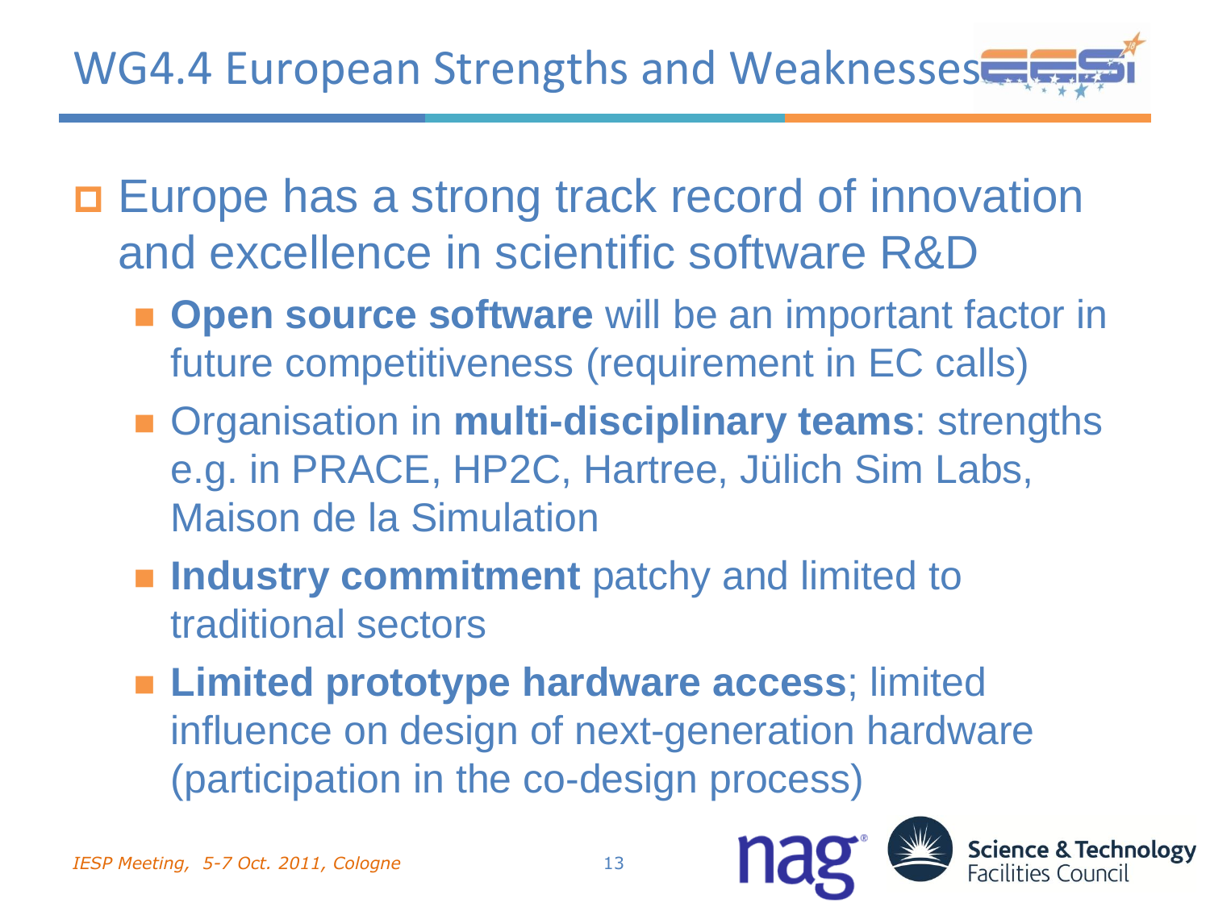# WG4.4 European Strengths and Weaknesses

- Europe has a strong track record of innovation and excellence in scientific software R&D
  - **Open source software** will be an important factor in future competitiveness (requirement in EC calls)
  - Organisation in **multi-disciplinary teams**: strengths e.g. in PRACE, HP2C, Hartree, Jülich Sim Labs, Maison de la Simulation
  - **Industry commitment** patchy and limited to traditional sectors
  - **Limited prototype hardware access**; limited influence on design of next-generation hardware (participation in the co-design process)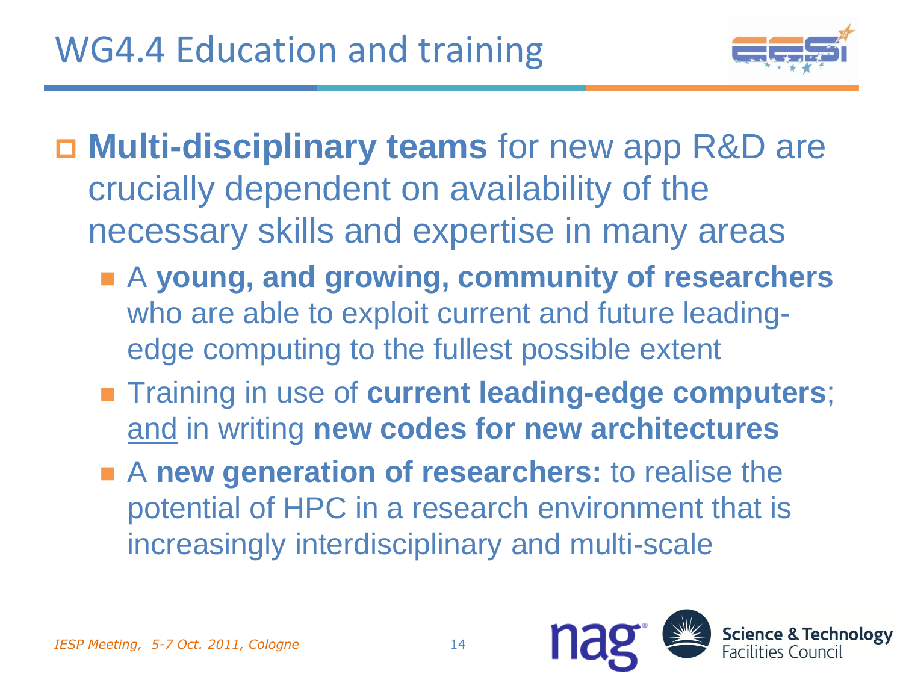# WG4.4 Education and training

- **Multi-disciplinary teams** for new app R&D are crucially dependent on availability of the necessary skills and expertise in many areas
  - A **young, and growing, community of researchers** who are able to exploit current and future leading-edge computing to the fullest possible extent
  - Training in use of **current leading-edge computers**; <u>and</u> in writing **new codes for new architectures**
  - A **new generation of researchers:** to realise the potential of HPC in a research environment that is increasingly interdisciplinary and multi-scale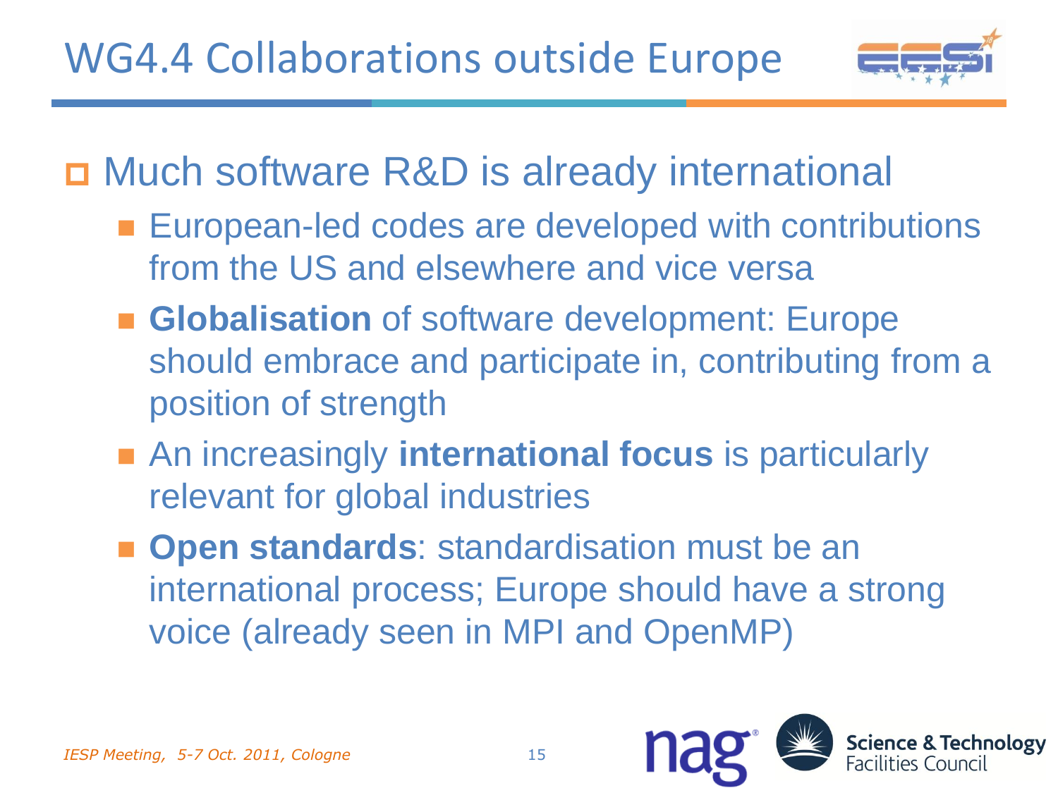# WG4.4 Collaborations outside Europe

- Much software R&D is already international
  - European-led codes are developed with contributions from the US and elsewhere and vice versa
  - **Globalisation** of software development: Europe should embrace and participate in, contributing from a position of strength
  - An increasingly **international focus** is particularly relevant for global industries
  - **Open standards**: standardisation must be an international process; Europe should have a strong voice (already seen in MPI and OpenMP)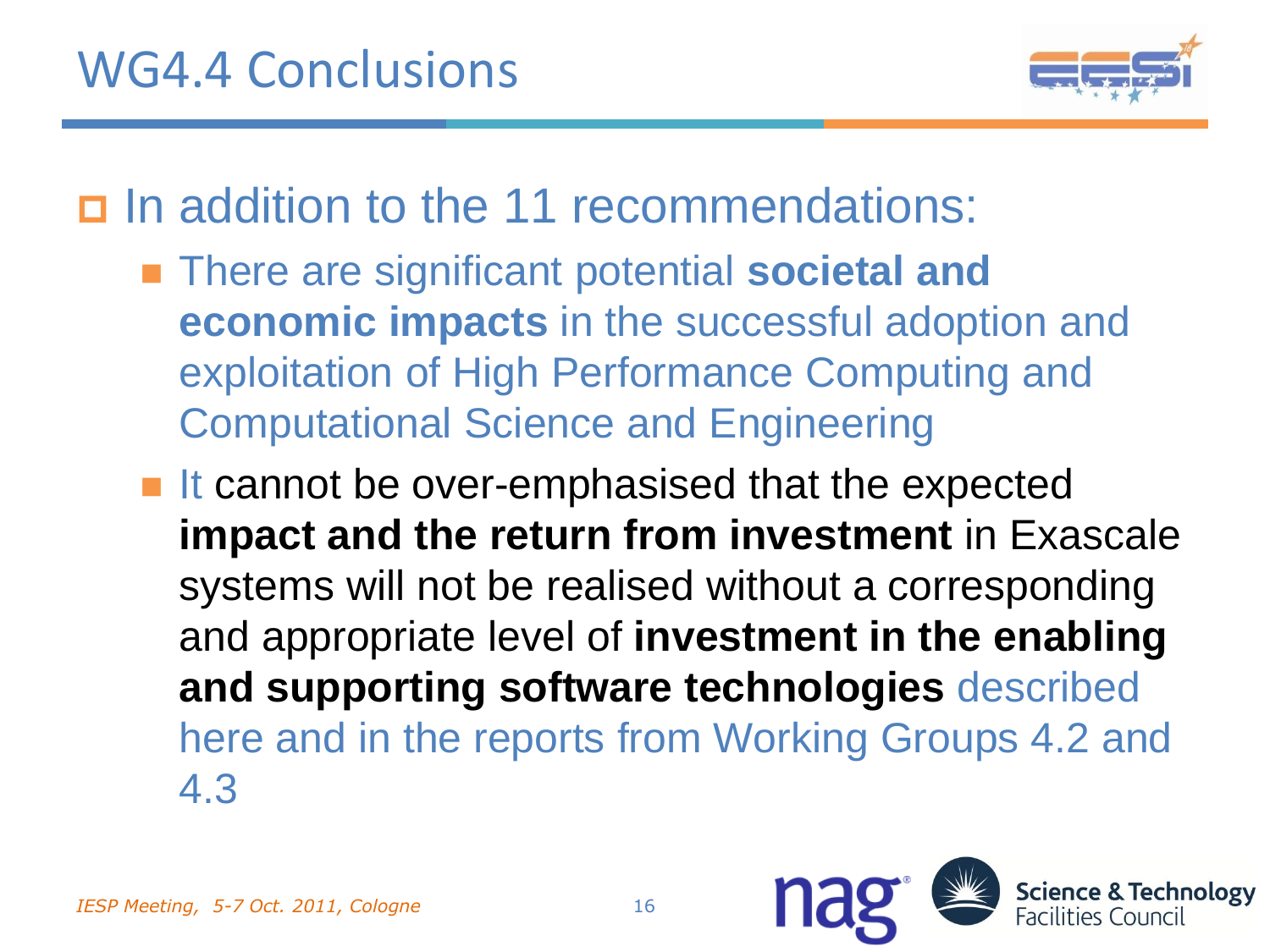# WG4.4 Conclusions

- In addition to the 11 recommendations:
  - There are significant potential **societal and economic impacts** in the successful adoption and exploitation of High Performance Computing and Computational Science and Engineering
  - It cannot be over-emphasised that the expected **impact and the return from investment** in Exascale systems will not be realised without a corresponding and appropriate level of **investment in the enabling and supporting software technologies** described here and in the reports from Working Groups 4.2 and 4.3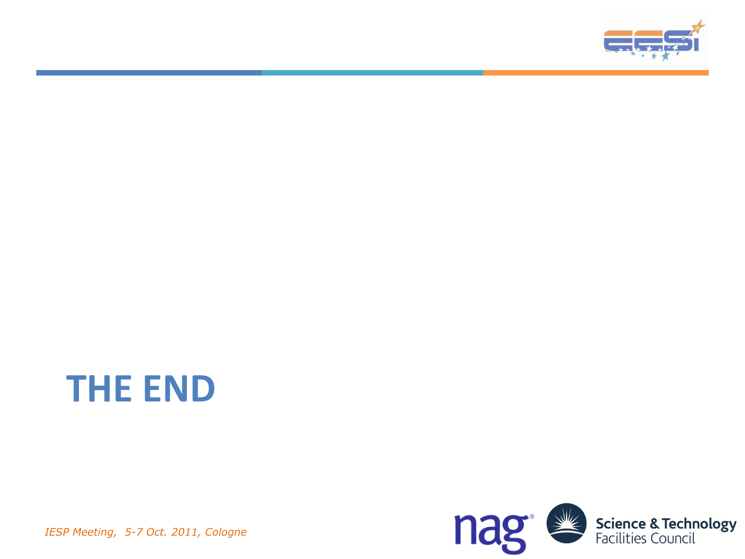# THE END